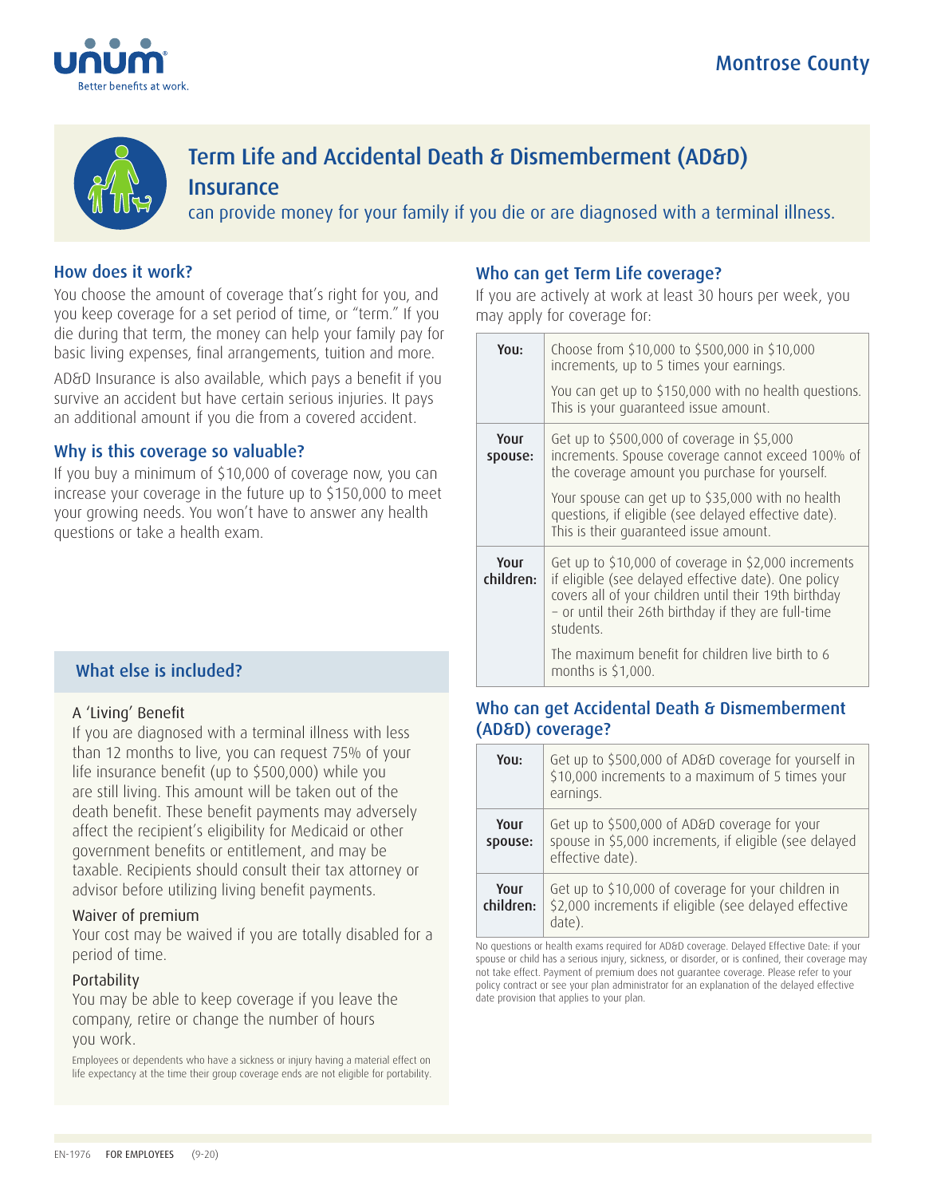Montrose County

# Term Life and Accidental Death & Dismemberment (AD&D) Insurance

can provide money for your family if you die or are diagnosed with a terminal illness.

## How does it work?

You choose the amount of coverage that's right for you, and you keep coverage for a set period of time, or "term." If you die during that term, the money can help your family pay for basic living expenses, final arrangements, tuition and more.

AD&D Insurance is also available, which pays a benefit if you survive an accident but have certain serious injuries. It pays an additional amount if you die from a covered accident.

## Why is this coverage so valuable?

If you buy a minimum of $10,000 of coverage now, you can increase your coverage in the future up to $150,000 to meet your growing needs. You won't have to answer any health questions or take a health exam.

## What else is included?

### A 'Living' Benefit

If you are diagnosed with a terminal illness with less than 12 months to live, you can request 75% of your life insurance benefit (up to $500,000) while you are still living. This amount will be taken out of the death benefit. These benefit payments may adversely affect the recipient's eligibility for Medicaid or other government benefits or entitlement, and may be taxable. Recipients should consult their tax attorney or advisor before utilizing living benefit payments.

### Waiver of premium

Your cost may be waived if you are totally disabled for a period of time.

### Portability

You may be able to keep coverage if you leave the company, retire or change the number of hours you work.

Employees or dependents who have a sickness or injury having a material effect on life expectancy at the time their group coverage ends are not eligible for portability.

## Who can get Term Life coverage?

If you are actively at work at least 30 hours per week, you may apply for coverage for:

| | |
|---|---|
| **You:** | Choose from $10,000 to $500,000 in $10,000 increments, up to 5 times your earnings.<br><br>You can get up to $150,000 with no health questions. This is your guaranteed issue amount. |
| **Your spouse:** | Get up to $500,000 of coverage in $5,000 increments. Spouse coverage cannot exceed 100% of the coverage amount you purchase for yourself.<br><br>Your spouse can get up to $35,000 with no health questions, if eligible (see delayed effective date). This is their guaranteed issue amount. |
| **Your children:** | Get up to $10,000 of coverage in $2,000 increments if eligible (see delayed effective date). One policy covers all of your children until their 19th birthday – or until their 26th birthday if they are full-time students.<br><br>The maximum benefit for children live birth to 6 months is $1,000. |

## Who can get Accidental Death & Dismemberment (AD&D) coverage?

| | |
|---|---|
| **You:** | Get up to $500,000 of AD&D coverage for yourself in $10,000 increments to a maximum of 5 times your earnings. |
| **Your spouse:** | Get up to $500,000 of AD&D coverage for your spouse in $5,000 increments, if eligible (see delayed effective date). |
| **Your children:** | Get up to $10,000 of coverage for your children in $2,000 increments if eligible (see delayed effective date). |

No questions or health exams required for AD&D coverage. Delayed Effective Date: if your spouse or child has a serious injury, sickness, or disorder, or is confined, their coverage may not take effect. Payment of premium does not guarantee coverage. Please refer to your policy contract or see your plan administrator for an explanation of the delayed effective date provision that applies to your plan.

EN-1976 FOR EMPLOYEES (9-20)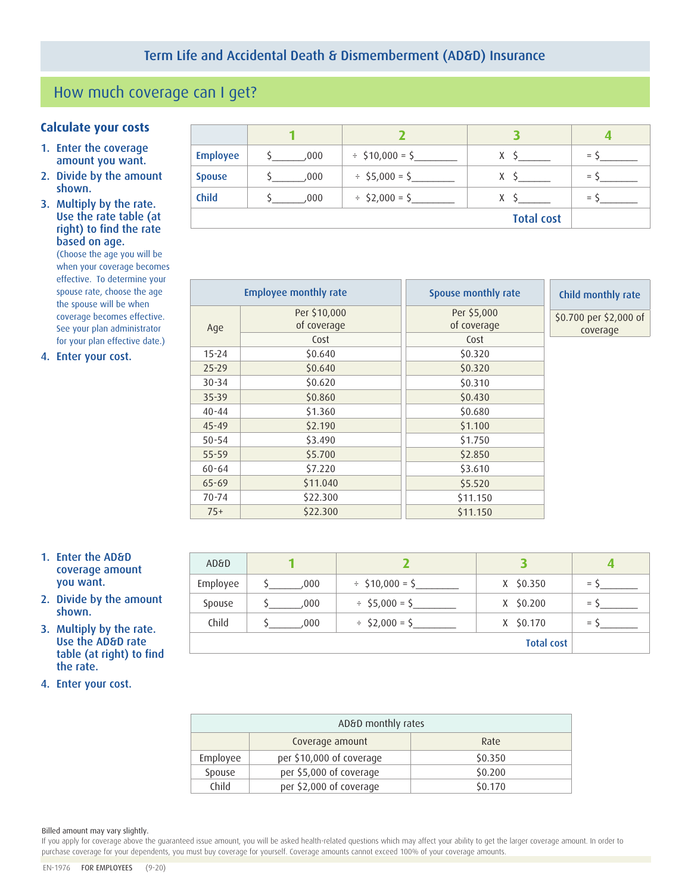## Term Life and Accidental Death & Dismemberment (AD&D) Insurance

# How much coverage can I get?

### Calculate your costs

1. **Enter the coverage amount you want.**
2. **Divide by the amount shown.**
3. **Multiply by the rate. Use the rate table (at right) to find the rate based on age.**
   (Choose the age you will be when your coverage becomes effective. To determine your spouse rate, choose the age the spouse will be when coverage becomes effective. See your plan administrator for your plan effective date.)
4. **Enter your cost.**

| | 1 | 2 | 3 | 4 |
|---|---|---|---|---|
| Employee | $______,000 | ÷ $10,000 = $________ | X $______ | = $_______ |
| Spouse | $______,000 | ÷ $5,000 = $________ | X $______ | = $_______ |
| Child | $______,000 | ÷ $2,000 = $________ | X $______ | = $_______ |
| | | | Total cost | |

| Employee monthly rate | | Spouse monthly rate |
|---|---|---|
| Age | Per $10,000 of coverage | Per $5,000 of coverage |
| | Cost | Cost |
| 15-24 | $0.640 | $0.320 |
| 25-29 | $0.640 | $0.320 |
| 30-34 | $0.620 | $0.310 |
| 35-39 | $0.860 | $0.430 |
| 40-44 | $1.360 | $0.680 |
| 45-49 | $2.190 | $1.100 |
| 50-54 | $3.490 | $1.750 |
| 55-59 | $5.700 | $2.850 |
| 60-64 | $7.220 | $3.610 |
| 65-69 | $11.040 | $5.520 |
| 70-74 | $22.300 | $11.150 |
| 75+ | $22.300 | $11.150 |

| Child monthly rate |
|---|
| $0.700 per $2,000 of coverage |

1. **Enter the AD&D coverage amount you want.**
2. **Divide by the amount shown.**
3. **Multiply by the rate. Use the AD&D rate table (at right) to find the rate.**
4. **Enter your cost.**

| AD&D | 1 | 2 | 3 | 4 |
|---|---|---|---|---|
| Employee | $______,000 | ÷ $10,000 = $________ | X $0.350 | = $_______ |
| Spouse | $______,000 | ÷ $5,000 = $________ | X $0.200 | = $_______ |
| Child | $______,000 | ÷ $2,000 = $________ | X $0.170 | = $_______ |
| | | | Total cost | |

| AD&D monthly rates | | |
|---|---|---|
| | Coverage amount | Rate |
| Employee | per $10,000 of coverage | $0.350 |
| Spouse | per $5,000 of coverage | $0.200 |
| Child | per $2,000 of coverage | $0.170 |

Billed amount may vary slightly.

If you apply for coverage above the guaranteed issue amount, you will be asked health-related questions which may affect your ability to get the larger coverage amount. In order to purchase coverage for your dependents, you must buy coverage for yourself. Coverage amounts cannot exceed 100% of your coverage amounts.

EN-1976 FOR EMPLOYEES (9-20)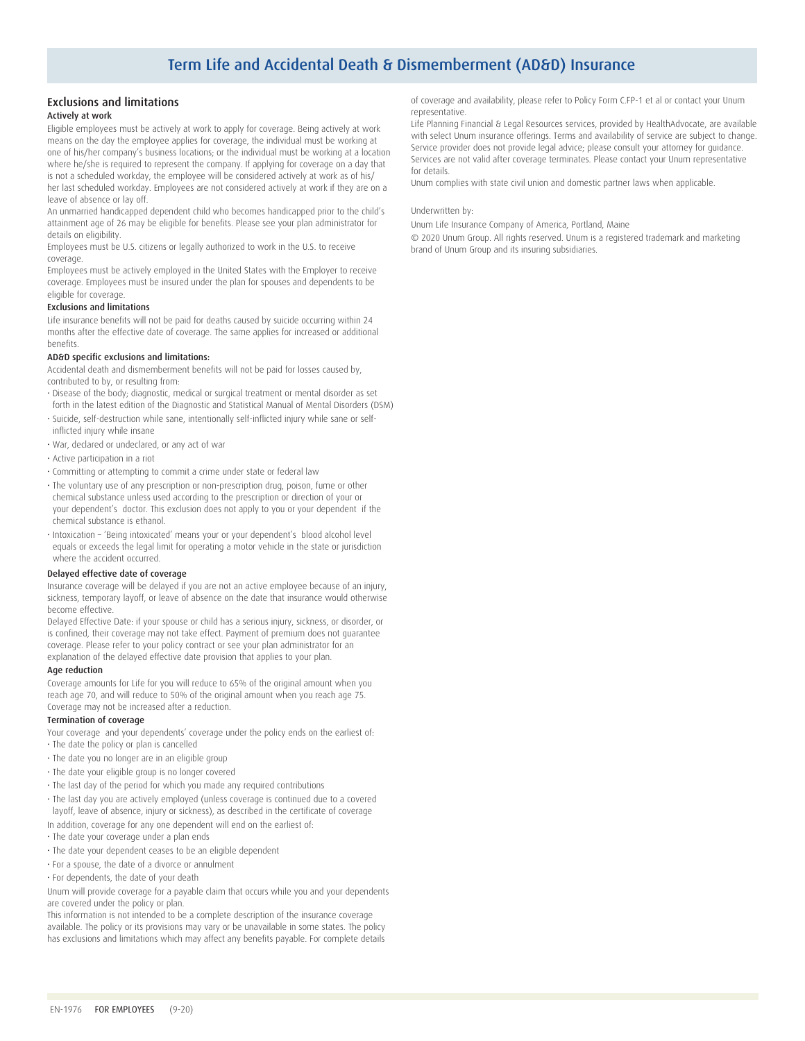# Term Life and Accidental Death & Dismemberment (AD&D) Insurance

## Exclusions and limitations

### Actively at work

Eligible employees must be actively at work to apply for coverage. Being actively at work means on the day the employee applies for coverage, the individual must be working at one of his/her company's business locations; or the individual must be working at a location where he/she is required to represent the company. If applying for coverage on a day that is not a scheduled workday, the employee will be considered actively at work as of his/her last scheduled workday. Employees are not considered actively at work if they are on a leave of absence or lay off.

An unmarried handicapped dependent child who becomes handicapped prior to the child's attainment age of 26 may be eligible for benefits. Please see your plan administrator for details on eligibility.

Employees must be U.S. citizens or legally authorized to work in the U.S. to receive coverage.

Employees must be actively employed in the United States with the Employer to receive coverage. Employees must be insured under the plan for spouses and dependents to be eligible for coverage.

### Exclusions and limitations

Life insurance benefits will not be paid for deaths caused by suicide occurring within 24 months after the effective date of coverage. The same applies for increased or additional benefits.

### AD&D specific exclusions and limitations:

Accidental death and dismemberment benefits will not be paid for losses caused by, contributed to by, or resulting from:

- Disease of the body; diagnostic, medical or surgical treatment or mental disorder as set forth in the latest edition of the Diagnostic and Statistical Manual of Mental Disorders (DSM)
- Suicide, self-destruction while sane, intentionally self-inflicted injury while sane or self-inflicted injury while insane
- War, declared or undeclared, or any act of war
- Active participation in a riot
- Committing or attempting to commit a crime under state or federal law
- The voluntary use of any prescription or non-prescription drug, poison, fume or other chemical substance unless used according to the prescription or direction of your or your dependent's doctor. This exclusion does not apply to you or your dependent if the chemical substance is ethanol.
- Intoxication – 'Being intoxicated' means your or your dependent's blood alcohol level equals or exceeds the legal limit for operating a motor vehicle in the state or jurisdiction where the accident occurred.

### Delayed effective date of coverage

Insurance coverage will be delayed if you are not an active employee because of an injury, sickness, temporary layoff, or leave of absence on the date that insurance would otherwise become effective.

Delayed Effective Date: if your spouse or child has a serious injury, sickness, or disorder, or is confined, their coverage may not take effect. Payment of premium does not guarantee coverage. Please refer to your policy contract or see your plan administrator for an explanation of the delayed effective date provision that applies to your plan.

### Age reduction

Coverage amounts for Life for you will reduce to 65% of the original amount when you reach age 70, and will reduce to 50% of the original amount when you reach age 75. Coverage may not be increased after a reduction.

### Termination of coverage

Your coverage and your dependents' coverage under the policy ends on the earliest of:

- The date the policy or plan is cancelled
- The date you no longer are in an eligible group
- The date your eligible group is no longer covered
- The last day of the period for which you made any required contributions
- The last day you are actively employed (unless coverage is continued due to a covered layoff, leave of absence, injury or sickness), as described in the certificate of coverage

In addition, coverage for any one dependent will end on the earliest of:

- The date your coverage under a plan ends
- The date your dependent ceases to be an eligible dependent
- For a spouse, the date of a divorce or annulment
- For dependents, the date of your death

Unum will provide coverage for a payable claim that occurs while you and your dependents are covered under the policy or plan.

This information is not intended to be a complete description of the insurance coverage available. The policy or its provisions may vary or be unavailable in some states. The policy has exclusions and limitations which may affect any benefits payable. For complete details of coverage and availability, please refer to Policy Form C.FP-1 et al or contact your Unum representative.

Life Planning Financial & Legal Resources services, provided by HealthAdvocate, are available with select Unum insurance offerings. Terms and availability of service are subject to change. Service provider does not provide legal advice; please consult your attorney for guidance. Services are not valid after coverage terminates. Please contact your Unum representative for details.

Unum complies with state civil union and domestic partner laws when applicable.

Underwritten by:

Unum Life Insurance Company of America, Portland, Maine

© 2020 Unum Group. All rights reserved. Unum is a registered trademark and marketing brand of Unum Group and its insuring subsidiaries.

EN-1976 **FOR EMPLOYEES** (9-20)